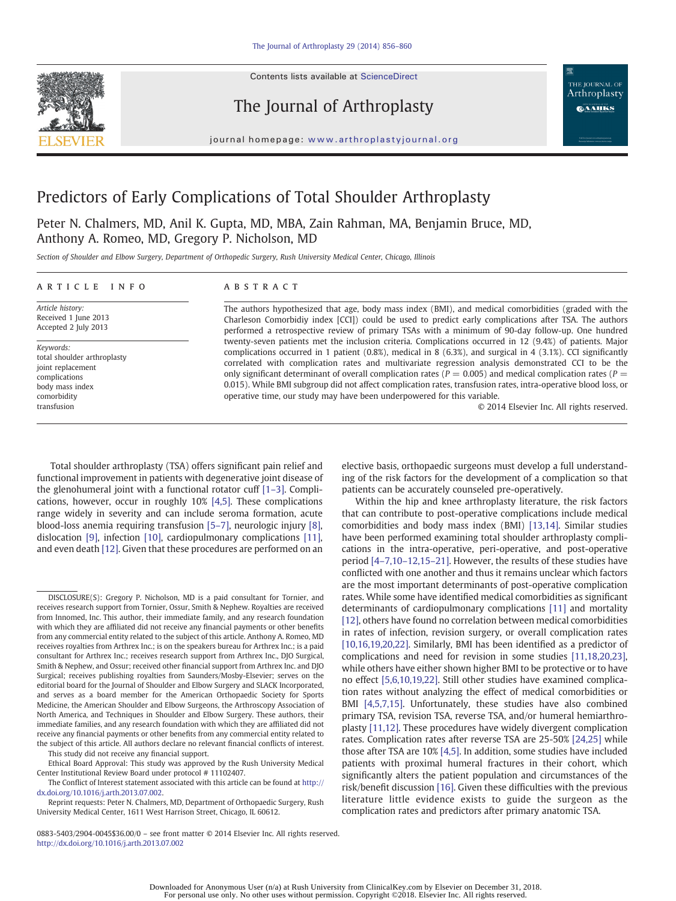# Predictors of Early Complications of Total Shoulder Arthroplasty

Peter N. Chalmers, MD, Anil K. Gupta, MD, MBA, Zain Rahman, MA, Benjamin Bruce, MD, Anthony A. Romeo, MD, Gregory P. Nicholson, MD

*Section of Shoulder and Elbow Surgery, Department of Orthopedic Surgery, Rush University Medical Center, Chicago, Illinois*

## ARTICLE INFO

*Article history:*
Received 1 June 2013
Accepted 2 July 2013

*Keywords:*
total shoulder arthroplasty
joint replacement
complications
body mass index
comorbidity
transfusion

## ABSTRACT

The authors hypothesized that age, body mass index (BMI), and medical comorbidities (graded with the Charleson Comorbidiy index [CCI]) could be used to predict early complications after TSA. The authors performed a retrospective review of primary TSAs with a minimum of 90-day follow-up. One hundred twenty-seven patients met the inclusion criteria. Complications occurred in 12 (9.4%) of patients. Major complications occurred in 1 patient (0.8%), medical in 8 (6.3%), and surgical in 4 (3.1%). CCI significantly correlated with complication rates and multivariate regression analysis demonstrated CCI to be the only significant determinant of overall complication rates ($P = 0.005$) and medical complication rates ($P = 0.015$). While BMI subgroup did not affect complication rates, transfusion rates, intra-operative blood loss, or operative time, our study may have been underpowered for this variable.

© 2014 Elsevier Inc. All rights reserved.

Total shoulder arthroplasty (TSA) offers significant pain relief and functional improvement in patients with degenerative joint disease of the glenohumeral joint with a functional rotator cuff [1–3]. Complications, however, occur in roughly 10% [4,5]. These complications range widely in severity and can include seroma formation, acute blood-loss anemia requiring transfusion [5–7], neurologic injury [8], dislocation [9], infection [10], cardiopulmonary complications [11], and even death [12]. Given that these procedures are performed on an elective basis, orthopaedic surgeons must develop a full understanding of the risk factors for the development of a complication so that patients can be accurately counseled pre-operatively.

Within the hip and knee arthroplasty literature, the risk factors that can contribute to post-operative complications include medical comorbidities and body mass index (BMI) [13,14]. Similar studies have been performed examining total shoulder arthroplasty complications in the intra-operative, peri-operative, and post-operative period [4–7,10–12,15–21]. However, the results of these studies have conflicted with one another and thus it remains unclear which factors are the most important determinants of post-operative complication rates. While some have identified medical comorbidities as significant determinants of cardiopulmonary complications [11] and mortality [12], others have found no correlation between medical comorbidities in rates of infection, revision surgery, or overall complication rates [10,16,19,20,22]. Similarly, BMI has been identified as a predictor of complications and need for revision in some studies [11,18,20,23], while others have either shown higher BMI to be protective or to have no effect [5,6,10,19,22]. Still other studies have examined complication rates without analyzing the effect of medical comorbidities or BMI [4,5,7,15]. Unfortunately, these studies have also combined primary TSA, revision TSA, reverse TSA, and/or humeral hemiarthroplasty [11,12]. These procedures have widely divergent complication rates. Complication rates after reverse TSA are 25-50% [24,25] while those after TSA are 10% [4,5]. In addition, some studies have included patients with proximal humeral fractures in their cohort, which significantly alters the patient population and circumstances of the risk/benefit discussion [16]. Given these difficulties with the previous literature little evidence exists to guide the surgeon as the complication rates and predictors after primary anatomic TSA.

---

DISCLOSURE(S): Gregory P. Nicholson, MD is a paid consultant for Tornier, and receives research support from Tornier, Ossur, Smith & Nephew. Royalties are received from Innomed, Inc. This author, their immediate family, and any research foundation with which they are affiliated did not receive any financial payments or other benefits from any commercial entity related to the subject of this article. Anthony A. Romeo, MD receives royalties from Arthrex Inc.; is on the speakers bureau for Arthrex Inc.; is a paid consultant for Arthrex Inc.; receives research support from Arthrex Inc., DJO Surgical, Smith & Nephew, and Ossur; received other financial support from Arthrex Inc. and DJO Surgical; receives publishing royalties from Saunders/Mosby-Elsevier; serves on the editorial board for the Journal of Shoulder and Elbow Surgery and SLACK Incorporated, and serves as a board member for the American Orthopaedic Society for Sports Medicine, the American Shoulder and Elbow Surgeons, the Arthroscopy Association of North America, and Techniques in Shoulder and Elbow Surgery. These authors, their immediate families, and any research foundation with which they are affiliated did not receive any financial payments or other benefits from any commercial entity related to the subject of this article. All authors declare no relevant financial conflicts of interest.

This study did not receive any financial support.

Ethical Board Approval: This study was approved by the Rush University Medical Center Institutional Review Board under protocol # 11102407.

The Conflict of Interest statement associated with this article can be found at http://dx.doi.org/10.1016/j.arth.2013.07.002.

Reprint requests: Peter N. Chalmers, MD, Department of Orthopaedic Surgery, Rush University Medical Center, 1611 West Harrison Street, Chicago, IL 60612.

0883-5403/2904-0045$36.00/0 – see front matter © 2014 Elsevier Inc. All rights reserved.
http://dx.doi.org/10.1016/j.arth.2013.07.002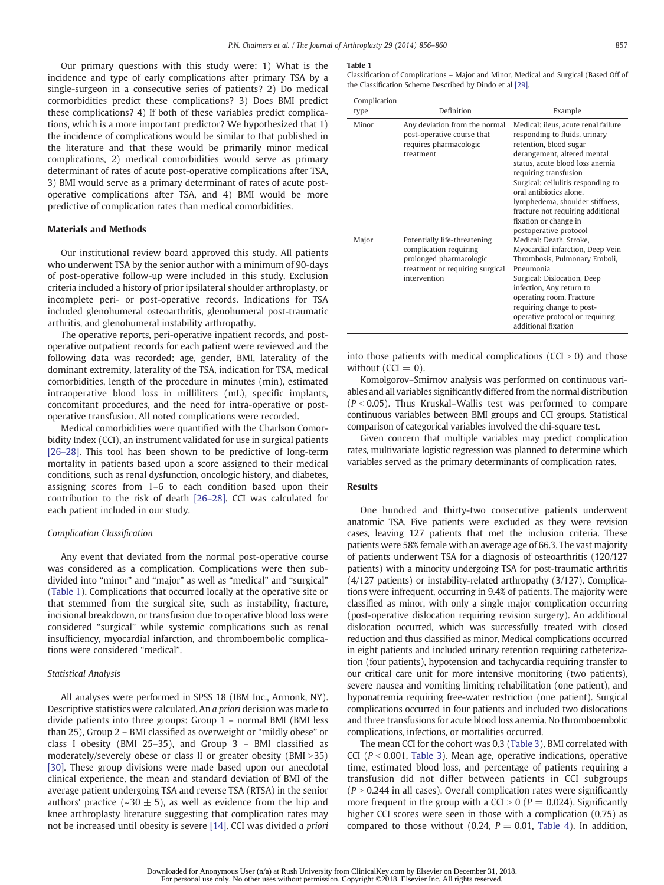Our primary questions with this study were: 1) What is the incidence and type of early complications after primary TSA by a single-surgeon in a consecutive series of patients? 2) Do medical cormorbidities predict these complications? 3) Does BMI predict these complications? 4) If both of these variables predict complications, which is a more important predictor? We hypothesized that 1) the incidence of complications would be similar to that published in the literature and that these would be primarily minor medical complications, 2) medical comorbidities would serve as primary determinant of rates of acute post-operative complications after TSA, 3) BMI would serve as a primary determinant of rates of acute post-operative complications after TSA, and 4) BMI would be more predictive of complication rates than medical comorbidities.

## Materials and Methods

Our institutional review board approved this study. All patients who underwent TSA by the senior author with a minimum of 90-days of post-operative follow-up were included in this study. Exclusion criteria included a history of prior ipsilateral shoulder arthroplasty, or incomplete peri- or post-operative records. Indications for TSA included glenohumeral osteoarthritis, glenohumeral post-traumatic arthritis, and glenohumeral instability arthropathy.

The operative reports, peri-operative inpatient records, and post-operative outpatient records for each patient were reviewed and the following data was recorded: age, gender, BMI, laterality of the dominant extremity, laterality of the TSA, indication for TSA, medical comorbidities, length of the procedure in minutes (min), estimated intraoperative blood loss in milliliters (mL), specific implants, concomitant procedures, and the need for intra-operative or post-operative transfusion. All noted complications were recorded.

Medical comorbidities were quantified with the Charlson Comorbidity Index (CCI), an instrument validated for use in surgical patients [26–28]. This tool has been shown to be predictive of long-term mortality in patients based upon a score assigned to their medical conditions, such as renal dysfunction, oncologic history, and diabetes, assigning scores from 1–6 to each condition based upon their contribution to the risk of death [26–28]. CCI was calculated for each patient included in our study.

### Complication Classification

Any event that deviated from the normal post-operative course was considered as a complication. Complications were then subdivided into "minor" and "major" as well as "medical" and "surgical" (Table 1). Complications that occurred locally at the operative site or that stemmed from the surgical site, such as instability, fracture, incisional breakdown, or transfusion due to operative blood loss were considered "surgical" while systemic complications such as renal insufficiency, myocardial infarction, and thromboembolic complications were considered "medical".

**Table 1**
Classification of Complications – Major and Minor, Medical and Surgical (Based Off of the Classification Scheme Described by Dindo et al [29].

| Complication type | Definition | Example |
|---|---|---|
| Minor | Any deviation from the normal post-operative course that requires pharmacologic treatment | Medical: ileus, acute renal failure responding to fluids, urinary retention, blood sugar derangement, altered mental status, acute blood loss anemia requiring transfusion<br>Surgical: cellulitis responding to oral antibiotics alone, lymphedema, shoulder stiffness, fracture not requiring additional fixation or change in postoperative protocol |
| Major | Potentially life-threatening complication requiring prolonged pharmacologic treatment or requiring surgical intervention | Medical: Death, Stroke, Myocardial infarction, Deep Vein Thrombosis, Pulmonary Emboli, Pneumonia<br>Surgical: Dislocation, Deep infection, Any return to operating room, Fracture requiring change to post-operative protocol or requiring additional fixation |

### Statistical Analysis

All analyses were performed in SPSS 18 (IBM Inc., Armonk, NY). Descriptive statistics were calculated. An *a priori* decision was made to divide patients into three groups: Group 1 – normal BMI (BMI less than 25), Group 2 – BMI classified as overweight or "mildly obese" or class I obesity (BMI 25–35), and Group 3 – BMI classified as moderately/severely obese or class II or greater obesity (BMI >35) [30]. These group divisions were made based upon our anecdotal clinical experience, the mean and standard deviation of BMI of the average patient undergoing TSA and reverse TSA (RTSA) in the senior authors' practice (~30 ± 5), as well as evidence from the hip and knee arthroplasty literature suggesting that complication rates may not be increased until obesity is severe [14]. CCI was divided *a priori* into those patients with medical complications (CCI > 0) and those without (CCI = 0).

Komolgorov–Smirnov analysis was performed on continuous variables and all variables significantly differed from the normal distribution ($P < 0.05$). Thus Kruskal–Wallis test was performed to compare continuous variables between BMI groups and CCI groups. Statistical comparison of categorical variables involved the chi-square test.

Given concern that multiple variables may predict complication rates, multivariate logistic regression was planned to determine which variables served as the primary determinants of complication rates.

## Results

One hundred and thirty-two consecutive patients underwent anatomic TSA. Five patients were excluded as they were revision cases, leaving 127 patients that met the inclusion criteria. These patients were 58% female with an average age of 66.3. The vast majority of patients underwent TSA for a diagnosis of osteoarthritis (120/127 patients) with a minority undergoing TSA for post-traumatic arthritis (4/127 patients) or instability-related arthropathy (3/127). Complications were infrequent, occurring in 9.4% of patients. The majority were classified as minor, with only a single major complication occurring (post-operative dislocation requiring revision surgery). An additional dislocation occurred, which was successfully treated with closed reduction and thus classified as minor. Medical complications occurred in eight patients and included urinary retention requiring catheterization (four patients), hypotension and tachycardia requiring transfer to our critical care unit for more intensive monitoring (two patients), severe nausea and vomiting limiting rehabilitation (one patient), and hyponatremia requiring free-water restriction (one patient). Surgical complications occurred in four patients and included two dislocations and three transfusions for acute blood loss anemia. No thromboembolic complications, infections, or mortalities occurred.

The mean CCI for the cohort was 0.3 (Table 3). BMI correlated with CCI ($P < 0.001$, Table 3). Mean age, operative indications, operative time, estimated blood loss, and percentage of patients requiring a transfusion did not differ between patients in CCI subgroups ($P > 0.244$ in all cases). Overall complication rates were significantly more frequent in the group with a CCI > 0 ($P = 0.024$). Significantly higher CCI scores were seen in those with a complication (0.75) as compared to those without (0.24, $P = 0.01$, Table 4). In addition,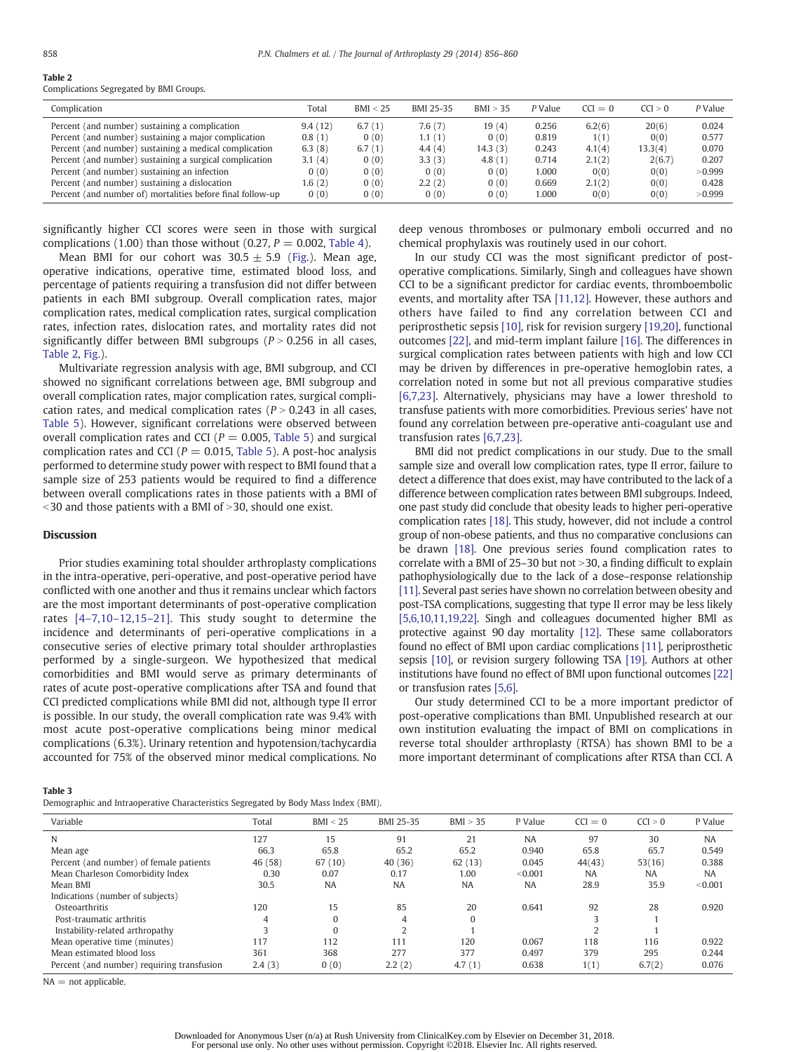Table 2
Complications Segregated by BMI Groups.

| Complication | Total | BMI < 25 | BMI 25-35 | BMI > 35 | *P* Value | CCI = 0 | CCI > 0 | *P* Value |
|---|---|---|---|---|---|---|---|---|
| Percent (and number) sustaining a complication | 9.4 (12) | 6.7 (1) | 7.6 (7) | 19 (4) | 0.256 | 6.2(6) | 20(6) | 0.024 |
| Percent (and number) sustaining a major complication | 0.8 (1) | 0 (0) | 1.1 (1) | 0 (0) | 0.819 | 1(1) | 0(0) | 0.577 |
| Percent (and number) sustaining a medical complication | 6.3 (8) | 6.7 (1) | 4.4 (4) | 14.3 (3) | 0.243 | 4.1(4) | 13.3(4) | 0.070 |
| Percent (and number) sustaining a surgical complication | 3.1 (4) | 0 (0) | 3.3 (3) | 4.8 (1) | 0.714 | 2.1(2) | 2(6.7) | 0.207 |
| Percent (and number) sustaining an infection | 0 (0) | 0 (0) | 0 (0) | 0 (0) | 1.000 | 0(0) | 0(0) | >0.999 |
| Percent (and number) sustaining a dislocation | 1.6 (2) | 0 (0) | 2.2 (2) | 0 (0) | 0.669 | 2.1(2) | 0(0) | 0.428 |
| Percent (and number of) mortalities before final follow-up | 0 (0) | 0 (0) | 0 (0) | 0 (0) | 1.000 | 0(0) | 0(0) | >0.999 |

significantly higher CCI scores were seen in those with surgical complications (1.00) than those without (0.27, $P = 0.002$, Table 4).

Mean BMI for our cohort was $30.5 \pm 5.9$ (Fig.). Mean age, operative indications, operative time, estimated blood loss, and percentage of patients requiring a transfusion did not differ between patients in each BMI subgroup. Overall complication rates, major complication rates, medical complication rates, surgical complication rates, infection rates, dislocation rates, and mortality rates did not significantly differ between BMI subgroups ($P > 0.256$ in all cases, Table 2, Fig.).

Multivariate regression analysis with age, BMI subgroup, and CCI showed no significant correlations between age, BMI subgroup and overall complication rates, major complication rates, surgical complication rates, and medical complication rates ($P > 0.243$ in all cases, Table 5). However, significant correlations were observed between overall complication rates and CCI ($P = 0.005$, Table 5) and surgical complication rates and CCI ($P = 0.015$, Table 5). A post-hoc analysis performed to determine study power with respect to BMI found that a sample size of 253 patients would be required to find a difference between overall complications rates in those patients with a BMI of <30 and those patients with a BMI of >30, should one exist.

## Discussion

Prior studies examining total shoulder arthroplasty complications in the intra-operative, peri-operative, and post-operative period have conflicted with one another and thus it remains unclear which factors are the most important determinants of post-operative complication rates [4–7,10–12,15–21]. This study sought to determine the incidence and determinants of peri-operative complications in a consecutive series of elective primary total shoulder arthroplasties performed by a single-surgeon. We hypothesized that medical comorbidities and BMI would serve as primary determinants of rates of acute post-operative complications after TSA and found that CCI predicted complications while BMI did not, although type II error is possible. In our study, the overall complication rate was 9.4% with most acute post-operative complications being minor medical complications (6.3%). Urinary retention and hypotension/tachycardia accounted for 75% of the observed minor medical complications. No deep venous thromboses or pulmonary emboli occurred and no chemical prophylaxis was routinely used in our cohort.

In our study CCI was the most significant predictor of post-operative complications. Similarly, Singh and colleagues have shown CCI to be a significant predictor for cardiac events, thromboembolic events, and mortality after TSA [11,12]. However, these authors and others have failed to find any correlation between CCI and periprosthetic sepsis [10], risk for revision surgery [19,20], functional outcomes [22], and mid-term implant failure [16]. The differences in surgical complication rates between patients with high and low CCI may be driven by differences in pre-operative hemoglobin rates, a correlation noted in some but not all previous comparative studies [6,7,23]. Alternatively, physicians may have a lower threshold to transfuse patients with more comorbidities. Previous series' have not found any correlation between pre-operative anti-coagulant use and transfusion rates [6,7,23].

BMI did not predict complications in our study. Due to the small sample size and overall low complication rates, type II error, failure to detect a difference that does exist, may have contributed to the lack of a difference between complication rates between BMI subgroups. Indeed, one past study did conclude that obesity leads to higher peri-operative complication rates [18]. This study, however, did not include a control group of non-obese patients, and thus no comparative conclusions can be drawn [18]. One previous series found complication rates to correlate with a BMI of 25–30 but not >30, a finding difficult to explain pathophysiologically due to the lack of a dose–response relationship [11]. Several past series have shown no correlation between obesity and post-TSA complications, suggesting that type II error may be less likely [5,6,10,11,19,22]. Singh and colleagues documented higher BMI as protective against 90 day mortality [12]. These same collaborators found no effect of BMI upon cardiac complications [11], periprosthetic sepsis [10], or revision surgery following TSA [19]. Authors at other institutions have found no effect of BMI upon functional outcomes [22] or transfusion rates [5,6].

Our study determined CCI to be a more important predictor of post-operative complications than BMI. Unpublished research at our own institution evaluating the impact of BMI on complications in reverse total shoulder arthroplasty (RTSA) has shown BMI to be a more important determinant of complications after RTSA than CCI. A

Table 3
Demographic and Intraoperative Characteristics Segregated by Body Mass Index (BMI).

| Variable | Total | BMI < 25 | BMI 25-35 | BMI > 35 | P Value | CCI = 0 | CCI > 0 | P Value |
|---|---|---|---|---|---|---|---|---|
| N | 127 | 15 | 91 | 21 | NA | 97 | 30 | NA |
| Mean age | 66.3 | 65.8 | 65.2 | 65.2 | 0.940 | 65.8 | 65.7 | 0.549 |
| Percent (and number) of female patients | 46 (58) | 67 (10) | 40 (36) | 62 (13) | 0.045 | 44(43) | 53(16) | 0.388 |
| Mean Charleson Comorbidity Index | 0.30 | 0.07 | 0.17 | 1.00 | <0.001 | NA | NA | NA |
| Mean BMI | 30.5 | NA | NA | NA | NA | 28.9 | 35.9 | <0.001 |
| Indications (number of subjects) | | | | | | | | |
| Osteoarthritis | 120 | 15 | 85 | 20 | 0.641 | 92 | 28 | 0.920 |
| Post-traumatic arthritis | 4 | 0 | 4 | 0 | | 3 | 1 | |
| Instability-related arthropathy | 3 | 0 | 2 | 1 | | 2 | 1 | |
| Mean operative time (minutes) | 117 | 112 | 111 | 120 | 0.067 | 118 | 116 | 0.922 |
| Mean estimated blood loss | 361 | 368 | 277 | 377 | 0.497 | 379 | 295 | 0.244 |
| Percent (and number) requiring transfusion | 2.4 (3) | 0 (0) | 2.2 (2) | 4.7 (1) | 0.638 | 1(1) | 6.7(2) | 0.076 |

NA = not applicable.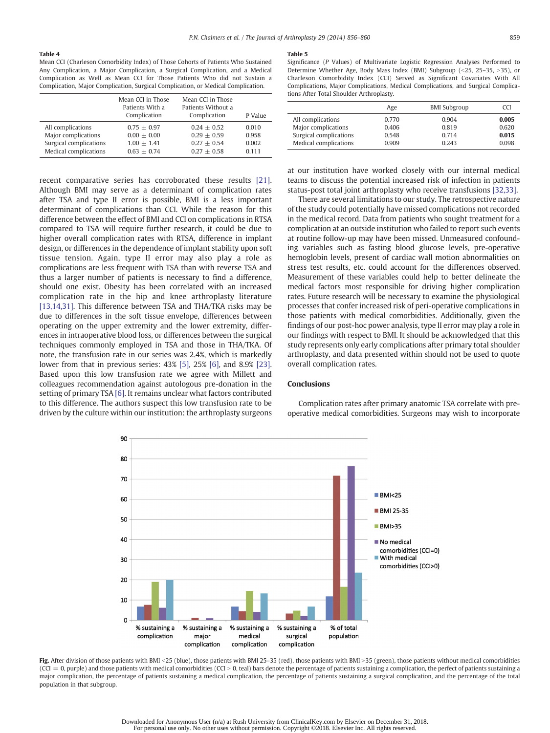**Table 4**
Mean CCI (Charleson Comorbidity Index) of Those Cohorts of Patients Who Sustained Any Complication, a Major Complication, a Surgical Complication, and a Medical Complication as Well as Mean CCI for Those Patients Who did not Sustain a Complication, Major Complication, Surgical Complication, or Medical Complication.

| | Mean CCI in Those Patients With a Complication | Mean CCI in Those Patients Without a Complication | P Value |
|---|---|---|---|
| All complications | 0.75 ± 0.97 | 0.24 ± 0.52 | 0.010 |
| Major complications | 0.00 ± 0.00 | 0.29 ± 0.59 | 0.958 |
| Surgical complications | 1.00 ± 1.41 | 0.27 ± 0.54 | 0.002 |
| Medical complications | 0.63 ± 0.74 | 0.27 ± 0.58 | 0.111 |

**Table 5**
Significance (P Values) of Multivariate Logistic Regression Analyses Performed to Determine Whether Age, Body Mass Index (BMI) Subgroup (<25, 25–35, >35), or Charleson Comorbidity Index (CCI) Served as Significant Covariates With All Complications, Major Complications, Medical Complications, and Surgical Complications After Total Shoulder Arthroplasty.

| | Age | BMI Subgroup | CCI |
|---|---|---|---|
| All complications | 0.770 | 0.904 | **0.005** |
| Major complications | 0.406 | 0.819 | 0.620 |
| Surgical complications | 0.548 | 0.714 | **0.015** |
| Medical complications | 0.909 | 0.243 | 0.098 |

recent comparative series has corroborated these results [21]. Although BMI may serve as a determinant of complication rates after TSA and type II error is possible, BMI is a less important determinant of complications than CCI. While the reason for this difference between the effect of BMI and CCI on complications in RTSA compared to TSA will require further research, it could be due to higher overall complication rates with RTSA, difference in implant design, or differences in the dependence of implant stability upon soft tissue tension. Again, type II error may also play a role as complications are less frequent with TSA than with reverse TSA and thus a larger number of patients is necessary to find a difference, should one exist. Obesity has been correlated with an increased complication rate in the hip and knee arthroplasty literature [13,14,31]. This difference between TSA and THA/TKA risks may be due to differences in the soft tissue envelope, differences between operating on the upper extremity and the lower extremity, differences in intraoperative blood loss, or differences between the surgical techniques commonly employed in TSA and those in THA/TKA. Of note, the transfusion rate in our series was 2.4%, which is markedly lower from that in previous series: 43% [5], 25% [6], and 8.9% [23]. Based upon this low transfusion rate we agree with Millett and colleagues recommendation against autologous pre-donation in the setting of primary TSA [6]. It remains unclear what factors contributed to this difference. The authors suspect this low transfusion rate to be driven by the culture within our institution: the arthroplasty surgeons at our institution have worked closely with our internal medical teams to discuss the potential increased risk of infection in patients status-post total joint arthroplasty who receive transfusions [32,33].

There are several limitations to our study. The retrospective nature of the study could potentially have missed complications not recorded in the medical record. Data from patients who sought treatment for a complication at an outside institution who failed to report such events at routine follow-up may have been missed. Unmeasured confounding variables such as fasting blood glucose levels, pre-operative hemoglobin levels, present of cardiac wall motion abnormalities on stress test results, etc. could account for the differences observed. Measurement of these variables could help to better delineate the medical factors most responsible for driving higher complication rates. Future research will be necessary to examine the physiological processes that confer increased risk of peri-operative complications in those patients with medical comorbidities. Additionally, given the findings of our post-hoc power analysis, type II error may play a role in our findings with respect to BMI. It should be acknowledged that this study represents only early complications after primary total shoulder arthroplasty, and data presented within should not be used to quote overall complication rates.

## Conclusions

Complication rates after primary anatomic TSA correlate with pre-operative medical comorbidities. Surgeons may wish to incorporate

**Fig.** After division of those patients with BMI <25 (blue), those patients with BMI 25–35 (red), those patients with BMI >35 (green), those patients without medical comorbidities (CCI = 0, purple) and those patients with medical comorbidities (CCI > 0, teal) bars denote the percentage of patients sustaining a complication, the perfect of patients sustaining a major complication, the percentage of patients sustaining a medical complication, the percentage of patients sustaining a surgical complication, and the percentage of the total population in that subgroup.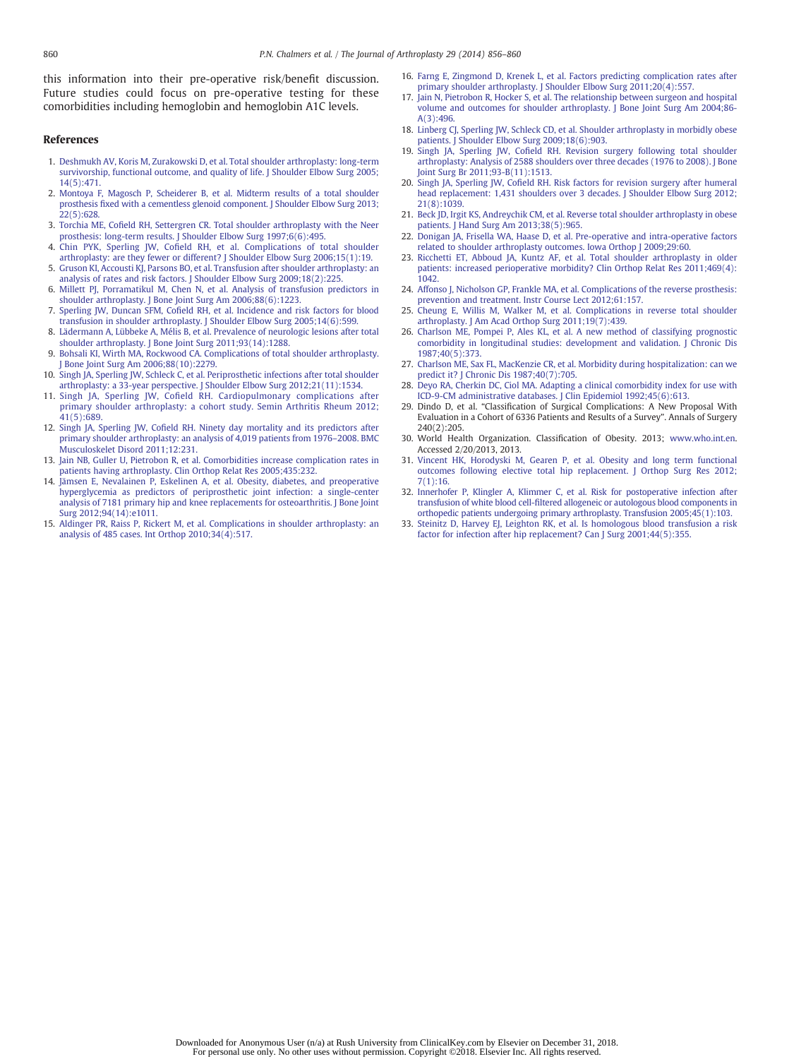this information into their pre-operative risk/benefit discussion. Future studies could focus on pre-operative testing for these comorbidities including hemoglobin and hemoglobin A1C levels.

## References

1. Deshmukh AV, Koris M, Zurakowski D, et al. Total shoulder arthroplasty: long-term survivorship, functional outcome, and quality of life. J Shoulder Elbow Surg 2005; 14(5):471.
2. Montoya F, Magosch P, Scheiderer B, et al. Midterm results of a total shoulder prosthesis fixed with a cementless glenoid component. J Shoulder Elbow Surg 2013; 22(5):628.
3. Torchia ME, Cofield RH, Settergren CR. Total shoulder arthroplasty with the Neer prosthesis: long-term results. J Shoulder Elbow Surg 1997;6(6):495.
4. Chin PYK, Sperling JW, Cofield RH, et al. Complications of total shoulder arthroplasty: are they fewer or different? J Shoulder Elbow Surg 2006;15(1):19.
5. Gruson KI, Accousti KJ, Parsons BO, et al. Transfusion after shoulder arthroplasty: an analysis of rates and risk factors. J Shoulder Elbow Surg 2009;18(2):225.
6. Millett PJ, Porramatikul M, Chen N, et al. Analysis of transfusion predictors in shoulder arthroplasty. J Bone Joint Surg Am 2006;88(6):1223.
7. Sperling JW, Duncan SFM, Cofield RH, et al. Incidence and risk factors for blood transfusion in shoulder arthroplasty. J Shoulder Elbow Surg 2005;14(6):599.
8. Lädermann A, Lübbeke A, Mélis B, et al. Prevalence of neurologic lesions after total shoulder arthroplasty. J Bone Joint Surg 2011;93(14):1288.
9. Bohsali KI, Wirth MA, Rockwood CA. Complications of total shoulder arthroplasty. J Bone Joint Surg Am 2006;88(10):2279.
10. Singh JA, Sperling JW, Schleck C, et al. Periprosthetic infections after total shoulder arthroplasty: a 33-year perspective. J Shoulder Elbow Surg 2012;21(11):1534.
11. Singh JA, Sperling JW, Cofield RH. Cardiopulmonary complications after primary shoulder arthroplasty: a cohort study. Semin Arthritis Rheum 2012; 41(5):689.
12. Singh JA, Sperling JW, Cofield RH. Ninety day mortality and its predictors after primary shoulder arthroplasty: an analysis of 4,019 patients from 1976–2008. BMC Musculoskelet Disord 2011;12:231.
13. Jain NB, Guller U, Pietrobon R, et al. Comorbidities increase complication rates in patients having arthroplasty. Clin Orthop Relat Res 2005;435:232.
14. Jämsen E, Nevalainen P, Eskelinen A, et al. Obesity, diabetes, and preoperative hyperglycemia as predictors of periprosthetic joint infection: a single-center analysis of 7181 primary hip and knee replacements for osteoarthritis. J Bone Joint Surg 2012;94(14):e1011.
15. Aldinger PR, Raiss P, Rickert M, et al. Complications in shoulder arthroplasty: an analysis of 485 cases. Int Orthop 2010;34(4):517.
16. Farng E, Zingmond D, Krenek L, et al. Factors predicting complication rates after primary shoulder arthroplasty. J Shoulder Elbow Surg 2011;20(4):557.
17. Jain N, Pietrobon R, Hocker S, et al. The relationship between surgeon and hospital volume and outcomes for shoulder arthroplasty. J Bone Joint Surg Am 2004;86-A(3):496.
18. Linberg CJ, Sperling JW, Schleck CD, et al. Shoulder arthroplasty in morbidly obese patients. J Shoulder Elbow Surg 2009;18(6):903.
19. Singh JA, Sperling JW, Cofield RH. Revision surgery following total shoulder arthroplasty: Analysis of 2588 shoulders over three decades (1976 to 2008). J Bone Joint Surg Br 2011;93-B(11):1513.
20. Singh JA, Sperling JW, Cofield RH. Risk factors for revision surgery after humeral head replacement: 1,431 shoulders over 3 decades. J Shoulder Elbow Surg 2012; 21(8):1039.
21. Beck JD, Irgit KS, Andreychik CM, et al. Reverse total shoulder arthroplasty in obese patients. J Hand Surg Am 2013;38(5):965.
22. Donigan JA, Frisella WA, Haase D, et al. Pre-operative and intra-operative factors related to shoulder arthroplasty outcomes. Iowa Orthop J 2009;29:60.
23. Ricchetti ET, Abboud JA, Kuntz AF, et al. Total shoulder arthroplasty in older patients: increased perioperative morbidity? Clin Orthop Relat Res 2011;469(4): 1042.
24. Affonso J, Nicholson GP, Frankle MA, et al. Complications of the reverse prosthesis: prevention and treatment. Instr Course Lect 2012;61:157.
25. Cheung E, Willis M, Walker M, et al. Complications in reverse total shoulder arthroplasty. J Am Acad Orthop Surg 2011;19(7):439.
26. Charlson ME, Pompei P, Ales KL, et al. A new method of classifying prognostic comorbidity in longitudinal studies: development and validation. J Chronic Dis 1987;40(5):373.
27. Charlson ME, Sax FL, MacKenzie CR, et al. Morbidity during hospitalization: can we predict it? J Chronic Dis 1987;40(7):705.
28. Deyo RA, Cherkin DC, Ciol MA. Adapting a clinical comorbidity index for use with ICD-9-CM administrative databases. J Clin Epidemiol 1992;45(6):613.
29. Dindo D, et al. "Classification of Surgical Complications: A New Proposal With Evaluation in a Cohort of 6336 Patients and Results of a Survey". Annals of Surgery 240(2):205.
30. World Health Organization. Classification of Obesity. 2013; www.who.int.en. Accessed 2/20/2013, 2013.
31. Vincent HK, Horodyski M, Gearen P, et al. Obesity and long term functional outcomes following elective total hip replacement. J Orthop Surg Res 2012; 7(1):16.
32. Innerhofer P, Klingler A, Klimmer C, et al. Risk for postoperative infection after transfusion of white blood cell-filtered allogeneic or autologous blood components in orthopedic patients undergoing primary arthroplasty. Transfusion 2005;45(1):103.
33. Steinitz D, Harvey EJ, Leighton RK, et al. Is homologous blood transfusion a risk factor for infection after hip replacement? Can J Surg 2001;44(5):355.